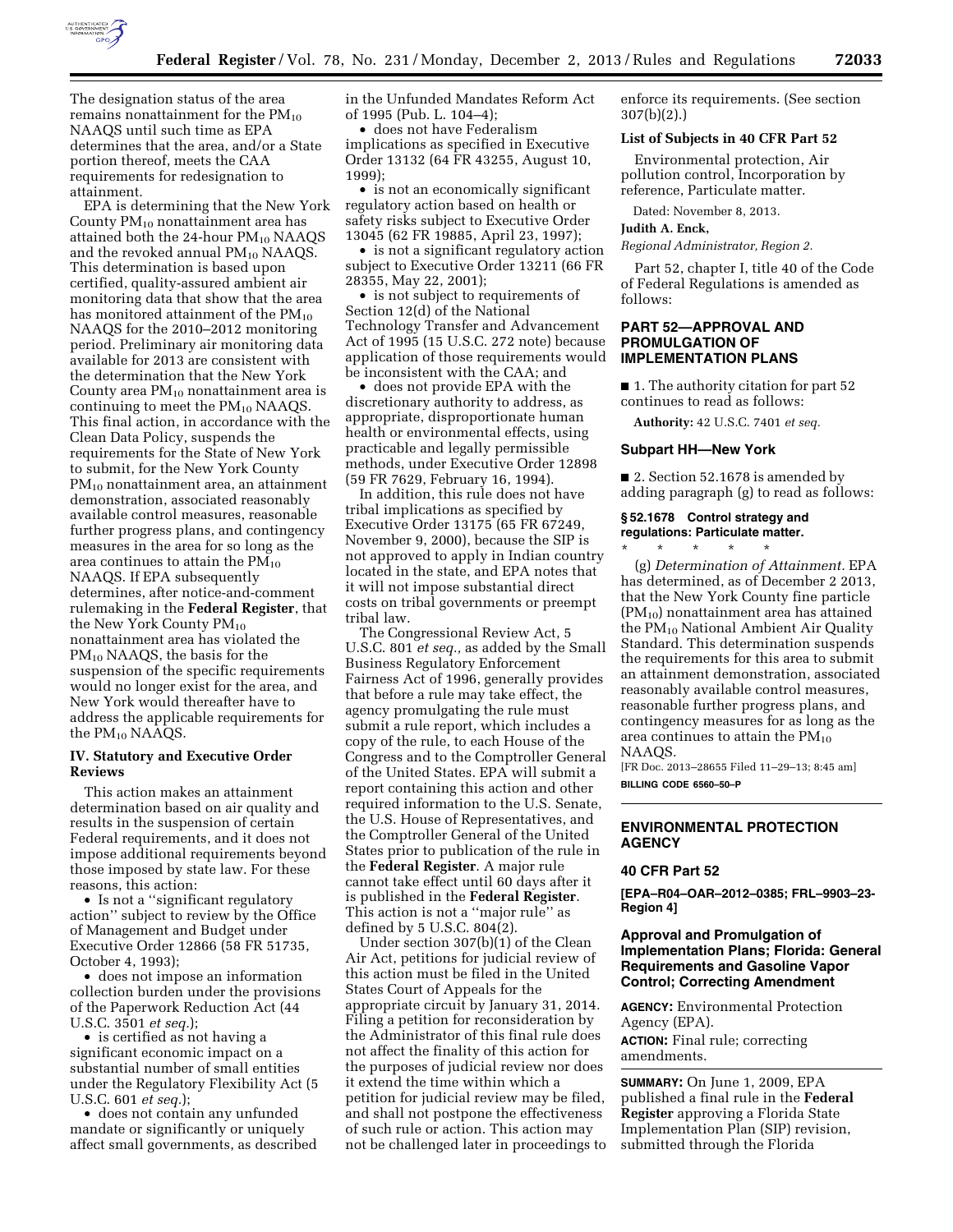The designation status of the area remains nonattainment for the $PM_{10}$ NAAQS until such time as EPA determines that the area, and/or a State portion thereof, meets the CAA requirements for redesignation to attainment.

EPA is determining that the New York County $PM_{10}$ nonattainment area has attained both the 24-hour $PM_{10}$ NAAQS and the revoked annual $PM_{10}$ NAAQS. This determination is based upon certified, quality-assured ambient air monitoring data that show that the area has monitored attainment of the $PM_{10}$ NAAQS for the 2010–2012 monitoring period. Preliminary air monitoring data available for 2013 are consistent with the determination that the New York County area $PM_{10}$ nonattainment area is continuing to meet the $PM_{10}$ NAAQS. This final action, in accordance with the Clean Data Policy, suspends the requirements for the State of New York to submit, for the New York County $PM_{10}$ nonattainment area, an attainment demonstration, associated reasonably available control measures, reasonable further progress plans, and contingency measures in the area for so long as the area continues to attain the $PM_{10}$ NAAQS. If EPA subsequently determines, after notice-and-comment rulemaking in the **Federal Register**, that the New York County $PM_{10}$ nonattainment area has violated the $PM_{10}$ NAAQS, the basis for the suspension of the specific requirements would no longer exist for the area, and New York would thereafter have to address the applicable requirements for the $PM_{10}$ NAAQS.

## IV. Statutory and Executive Order Reviews

This action makes an attainment determination based on air quality and results in the suspension of certain Federal requirements, and it does not impose additional requirements beyond those imposed by state law. For these reasons, this action:

- Is not a ''significant regulatory action'' subject to review by the Office of Management and Budget under Executive Order 12866 (58 FR 51735, October 4, 1993);
- does not impose an information collection burden under the provisions of the Paperwork Reduction Act (44 U.S.C. 3501 *et seq.*);
- is certified as not having a significant economic impact on a substantial number of small entities under the Regulatory Flexibility Act (5 U.S.C. 601 *et seq.*);
- does not contain any unfunded mandate or significantly or uniquely affect small governments, as described in the Unfunded Mandates Reform Act of 1995 (Pub. L. 104–4);
- does not have Federalism implications as specified in Executive Order 13132 (64 FR 43255, August 10, 1999);
- is not an economically significant regulatory action based on health or safety risks subject to Executive Order 13045 (62 FR 19885, April 23, 1997);
- is not a significant regulatory action subject to Executive Order 13211 (66 FR 28355, May 22, 2001);
- is not subject to requirements of Section 12(d) of the National Technology Transfer and Advancement Act of 1995 (15 U.S.C. 272 note) because application of those requirements would be inconsistent with the CAA; and
- does not provide EPA with the discretionary authority to address, as appropriate, disproportionate human health or environmental effects, using practicable and legally permissible methods, under Executive Order 12898 (59 FR 7629, February 16, 1994).

In addition, this rule does not have tribal implications as specified by Executive Order 13175 (65 FR 67249, November 9, 2000), because the SIP is not approved to apply in Indian country located in the state, and EPA notes that it will not impose substantial direct costs on tribal governments or preempt tribal law.

The Congressional Review Act, 5 U.S.C. 801 *et seq.,* as added by the Small Business Regulatory Enforcement Fairness Act of 1996, generally provides that before a rule may take effect, the agency promulgating the rule must submit a rule report, which includes a copy of the rule, to each House of the Congress and to the Comptroller General of the United States. EPA will submit a report containing this action and other required information to the U.S. Senate, the U.S. House of Representatives, and the Comptroller General of the United States prior to publication of the rule in the **Federal Register**. A major rule cannot take effect until 60 days after it is published in the **Federal Register**. This action is not a ''major rule'' as defined by 5 U.S.C. 804(2).

Under section 307(b)(1) of the Clean Air Act, petitions for judicial review of this action must be filed in the United States Court of Appeals for the appropriate circuit by January 31, 2014. Filing a petition for reconsideration by the Administrator of this final rule does not affect the finality of this action for the purposes of judicial review nor does it extend the time within which a petition for judicial review may be filed, and shall not postpone the effectiveness of such rule or action. This action may not be challenged later in proceedings to enforce its requirements. (See section 307(b)(2).)

### List of Subjects in 40 CFR Part 52

Environmental protection, Air pollution control, Incorporation by reference, Particulate matter.

Dated: November 8, 2013.

**Judith A. Enck,**

*Regional Administrator, Region 2.*

Part 52, chapter I, title 40 of the Code of Federal Regulations is amended as follows:

## PART 52—APPROVAL AND PROMULGATION OF IMPLEMENTATION PLANS

■ 1. The authority citation for part 52 continues to read as follows:

**Authority:** 42 U.S.C. 7401 *et seq.*

### Subpart HH—New York

■ 2. Section 52.1678 is amended by adding paragraph (g) to read as follows:

#### § 52.1678 Control strategy and regulations: Particulate matter.

\* \* \* \* \*

(g) *Determination of Attainment.* EPA has determined, as of December 2 2013, that the New York County fine particle ($PM_{10}$) nonattainment area has attained the $PM_{10}$ National Ambient Air Quality Standard. This determination suspends the requirements for this area to submit an attainment demonstration, associated reasonably available control measures, reasonable further progress plans, and contingency measures for as long as the area continues to attain the $PM_{10}$ NAAQS.

[FR Doc. 2013–28655 Filed 11–29–13; 8:45 am]

**BILLING CODE 6560–50–P**

---

## ENVIRONMENTAL PROTECTION AGENCY

### 40 CFR Part 52

**[EPA–R04–OAR–2012–0385; FRL–9903–23-Region 4]**

### Approval and Promulgation of Implementation Plans; Florida: General Requirements and Gasoline Vapor Control; Correcting Amendment

**AGENCY:** Environmental Protection Agency (EPA).

**ACTION:** Final rule; correcting amendments.

**SUMMARY:** On June 1, 2009, EPA published a final rule in the **Federal Register** approving a Florida State Implementation Plan (SIP) revision, submitted through the Florida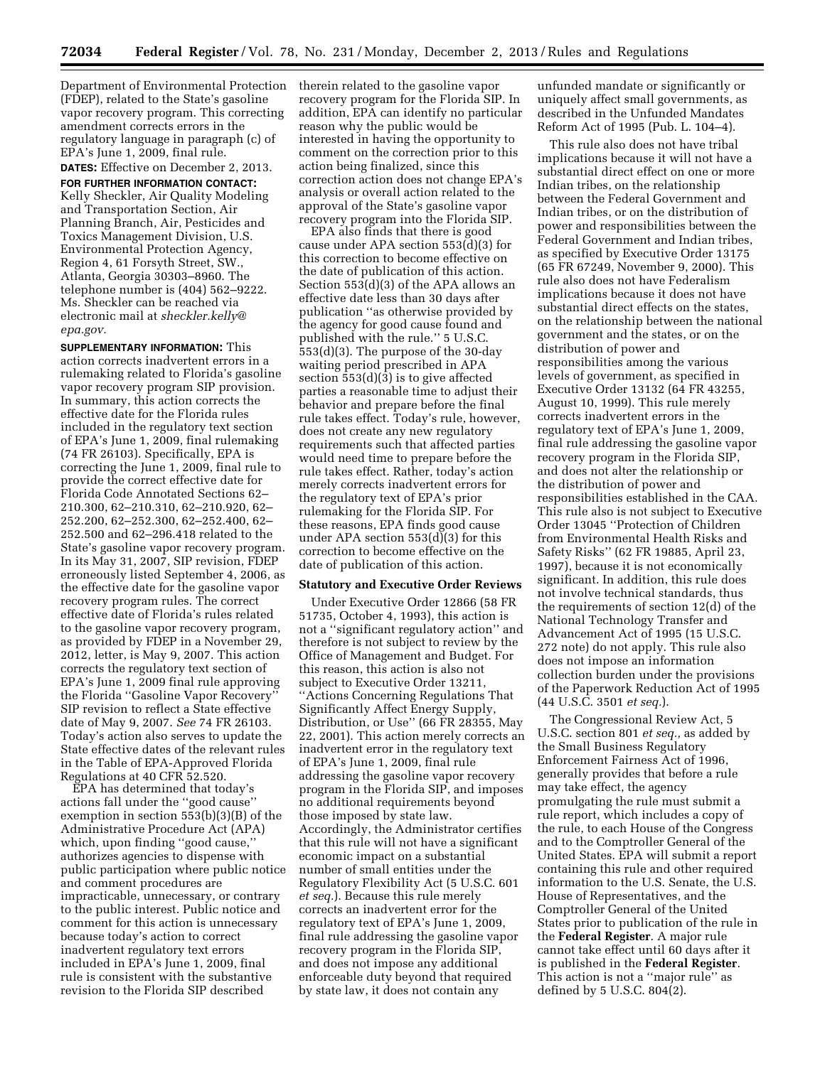Department of Environmental Protection (FDEP), related to the State's gasoline vapor recovery program. This correcting amendment corrects errors in the regulatory language in paragraph (c) of EPA's June 1, 2009, final rule.

**DATES:** Effective on December 2, 2013.

**FOR FURTHER INFORMATION CONTACT:** Kelly Sheckler, Air Quality Modeling and Transportation Section, Air Planning Branch, Air, Pesticides and Toxics Management Division, U.S. Environmental Protection Agency, Region 4, 61 Forsyth Street, SW., Atlanta, Georgia 30303–8960. The telephone number is (404) 562–9222. Ms. Sheckler can be reached via electronic mail at *sheckler.kelly@epa.gov.*

**SUPPLEMENTARY INFORMATION:** This action corrects inadvertent errors in a rulemaking related to Florida's gasoline vapor recovery program SIP provision. In summary, this action corrects the effective date for the Florida rules included in the regulatory text section of EPA's June 1, 2009, final rulemaking (74 FR 26103). Specifically, EPA is correcting the June 1, 2009, final rule to provide the correct effective date for Florida Code Annotated Sections 62–210.300, 62–210.310, 62–210.920, 62–252.200, 62–252.300, 62–252.400, 62–252.500 and 62–296.418 related to the State's gasoline vapor recovery program. In its May 31, 2007, SIP revision, FDEP erroneously listed September 4, 2006, as the effective date for the gasoline vapor recovery program rules. The correct effective date of Florida's rules related to the gasoline vapor recovery program, as provided by FDEP in a November 29, 2012, letter, is May 9, 2007. This action corrects the regulatory text section of EPA's June 1, 2009 final rule approving the Florida "Gasoline Vapor Recovery" SIP revision to reflect a State effective date of May 9, 2007. *See* 74 FR 26103. Today's action also serves to update the State effective dates of the relevant rules in the Table of EPA-Approved Florida Regulations at 40 CFR 52.520.

EPA has determined that today's actions fall under the "good cause" exemption in section 553(b)(3)(B) of the Administrative Procedure Act (APA) which, upon finding "good cause," authorizes agencies to dispense with public participation where public notice and comment procedures are impracticable, unnecessary, or contrary to the public interest. Public notice and comment for this action is unnecessary because today's action to correct inadvertent regulatory text errors included in EPA's June 1, 2009, final rule is consistent with the substantive revision to the Florida SIP described therein related to the gasoline vapor recovery program for the Florida SIP. In addition, EPA can identify no particular reason why the public would be interested in having the opportunity to comment on the correction prior to this action being finalized, since this correction action does not change EPA's analysis or overall action related to the approval of the State's gasoline vapor recovery program into the Florida SIP.

EPA also finds that there is good cause under APA section 553(d)(3) for this correction to become effective on the date of publication of this action. Section 553(d)(3) of the APA allows an effective date less than 30 days after publication "as otherwise provided by the agency for good cause found and published with the rule." 5 U.S.C. 553(d)(3). The purpose of the 30-day waiting period prescribed in APA section 553(d)(3) is to give affected parties a reasonable time to adjust their behavior and prepare before the final rule takes effect. Today's rule, however, does not create any new regulatory requirements such that affected parties would need time to prepare before the rule takes effect. Rather, today's action merely corrects inadvertent errors for the regulatory text of EPA's prior rulemaking for the Florida SIP. For these reasons, EPA finds good cause under APA section 553(d)(3) for this correction to become effective on the date of publication of this action.

## Statutory and Executive Order Reviews

Under Executive Order 12866 (58 FR 51735, October 4, 1993), this action is not a "significant regulatory action" and therefore is not subject to review by the Office of Management and Budget. For this reason, this action is also not subject to Executive Order 13211, "Actions Concerning Regulations That Significantly Affect Energy Supply, Distribution, or Use" (66 FR 28355, May 22, 2001). This action merely corrects an inadvertent error in the regulatory text of EPA's June 1, 2009, final rule addressing the gasoline vapor recovery program in the Florida SIP, and imposes no additional requirements beyond those imposed by state law. Accordingly, the Administrator certifies that this rule will not have a significant economic impact on a substantial number of small entities under the Regulatory Flexibility Act (5 U.S.C. 601 *et seq.*). Because this rule merely corrects an inadvertent error for the regulatory text of EPA's June 1, 2009, final rule addressing the gasoline vapor recovery program in the Florida SIP, and does not impose any additional enforceable duty beyond that required by state law, it does not contain any unfunded mandate or significantly or uniquely affect small governments, as described in the Unfunded Mandates Reform Act of 1995 (Pub. L. 104–4).

This rule also does not have tribal implications because it will not have a substantial direct effect on one or more Indian tribes, on the relationship between the Federal Government and Indian tribes, or on the distribution of power and responsibilities between the Federal Government and Indian tribes, as specified by Executive Order 13175 (65 FR 67249, November 9, 2000). This rule also does not have Federalism implications because it does not have substantial direct effects on the states, on the relationship between the national government and the states, or on the distribution of power and responsibilities among the various levels of government, as specified in Executive Order 13132 (64 FR 43255, August 10, 1999). This rule merely corrects inadvertent errors in the regulatory text of EPA's June 1, 2009, final rule addressing the gasoline vapor recovery program in the Florida SIP, and does not alter the relationship or the distribution of power and responsibilities established in the CAA. This rule also is not subject to Executive Order 13045 "Protection of Children from Environmental Health Risks and Safety Risks" (62 FR 19885, April 23, 1997), because it is not economically significant. In addition, this rule does not involve technical standards, thus the requirements of section 12(d) of the National Technology Transfer and Advancement Act of 1995 (15 U.S.C. 272 note) do not apply. This rule also does not impose an information collection burden under the provisions of the Paperwork Reduction Act of 1995 (44 U.S.C. 3501 *et seq.*).

The Congressional Review Act, 5 U.S.C. section 801 *et seq.*, as added by the Small Business Regulatory Enforcement Fairness Act of 1996, generally provides that before a rule may take effect, the agency promulgating the rule must submit a rule report, which includes a copy of the rule, to each House of the Congress and to the Comptroller General of the United States. EPA will submit a report containing this rule and other required information to the U.S. Senate, the U.S. House of Representatives, and the Comptroller General of the United States prior to publication of the rule in the **Federal Register**. A major rule cannot take effect until 60 days after it is published in the **Federal Register**. This action is not a "major rule" as defined by 5 U.S.C. 804(2).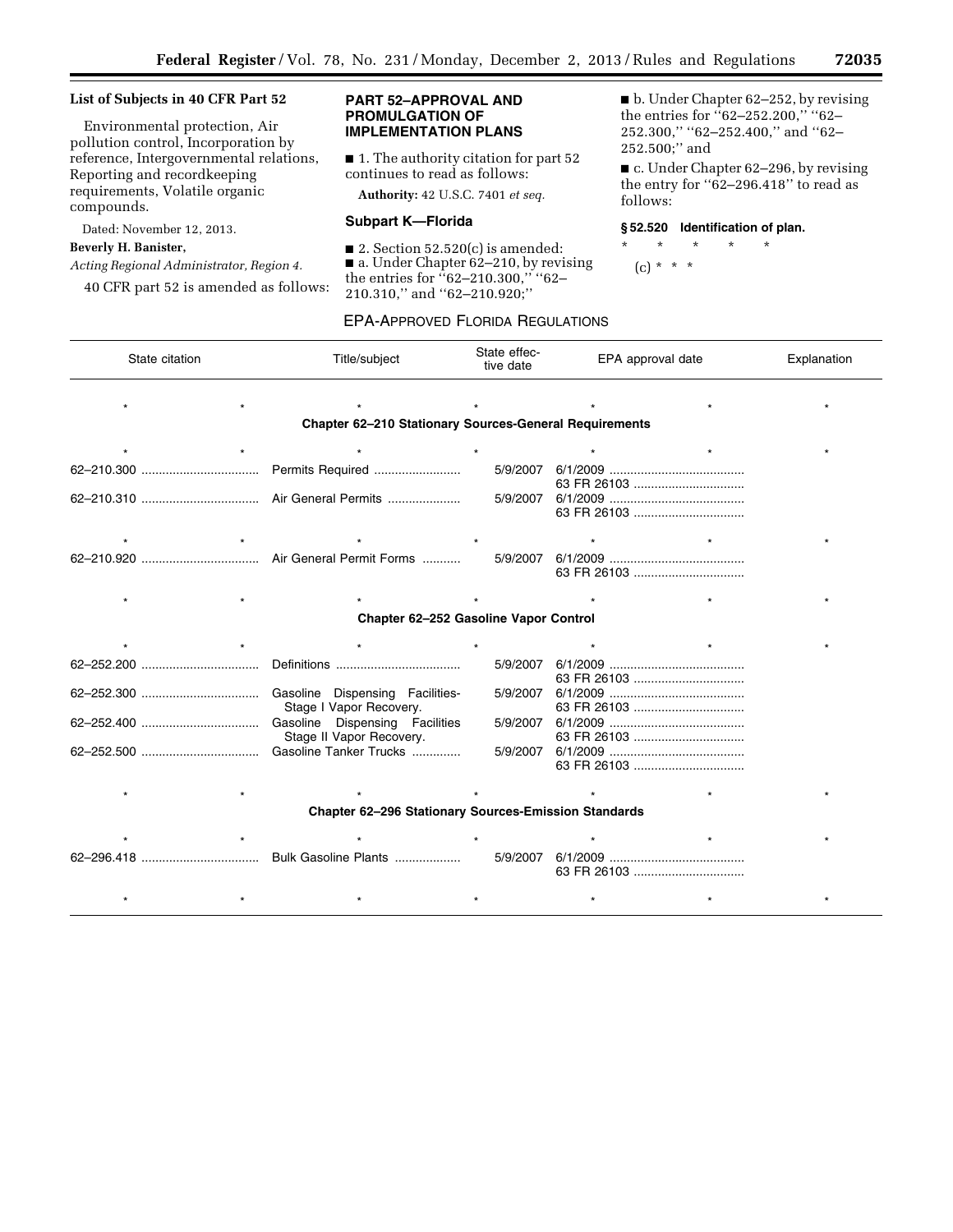## List of Subjects in 40 CFR Part 52

Environmental protection, Air pollution control, Incorporation by reference, Intergovernmental relations, Reporting and recordkeeping requirements, Volatile organic compounds.

Dated: November 12, 2013.

**Beverly H. Banister,**

*Acting Regional Administrator, Region 4.*

40 CFR part 52 is amended as follows:

## PART 52–APPROVAL AND PROMULGATION OF IMPLEMENTATION PLANS

■ 1. The authority citation for part 52 continues to read as follows:

**Authority:** 42 U.S.C. 7401 *et seq.*

### Subpart K—Florida

■ 2. Section 52.520(c) is amended:

■ a. Under Chapter 62–210, by revising the entries for ''62–210.300,'' ''62–210.310,'' and ''62–210.920;''

■ b. Under Chapter 62–252, by revising the entries for ''62–252.200,'' ''62–252.300,'' ''62–252.400,'' and ''62–252.500;'' and

■ c. Under Chapter 62–296, by revising the entry for ''62–296.418'' to read as follows:

### § 52.520 Identification of plan.

\* \* \* \* \*

(c) \* \* \*

EPA-APPROVED FLORIDA REGULATIONS

| State citation | Title/subject | State effective date | EPA approval date | Explanation |
|---|---|---|---|---|
| \* \* | \* | \* | \* \* | \* |
| **Chapter 62–210 Stationary Sources-General Requirements** | | | | |
| \* \* | \* | \* | \* \* | \* |
| 62–210.300 | Permits Required | 5/9/2007 | 6/1/2009 63 FR 26103 | |
| 62–210.310 | Air General Permits | 5/9/2007 | 6/1/2009 63 FR 26103 | |
| \* \* | \* | \* | \* \* | \* |
| 62–210.920 | Air General Permit Forms | 5/9/2007 | 6/1/2009 63 FR 26103 | |
| \* \* | \* | \* | \* \* | \* |
| **Chapter 62–252 Gasoline Vapor Control** | | | | |
| \* \* | \* | \* | \* \* | \* |
| 62–252.200 | Definitions | 5/9/2007 | 6/1/2009 63 FR 26103 | |
| 62–252.300 | Gasoline Dispensing Facilities-Stage I Vapor Recovery. | 5/9/2007 | 6/1/2009 63 FR 26103 | |
| 62–252.400 | Gasoline Dispensing Facilities Stage II Vapor Recovery. | 5/9/2007 | 6/1/2009 63 FR 26103 | |
| 62–252.500 | Gasoline Tanker Trucks | 5/9/2007 | 6/1/2009 63 FR 26103 | |
| \* \* | \* | \* | \* \* | \* |
| **Chapter 62–296 Stationary Sources-Emission Standards** | | | | |
| \* \* | \* | \* | \* \* | \* |
| 62–296.418 | Bulk Gasoline Plants | 5/9/2007 | 6/1/2009 63 FR 26103 | |
| \* \* | \* | \* | \* \* | \* |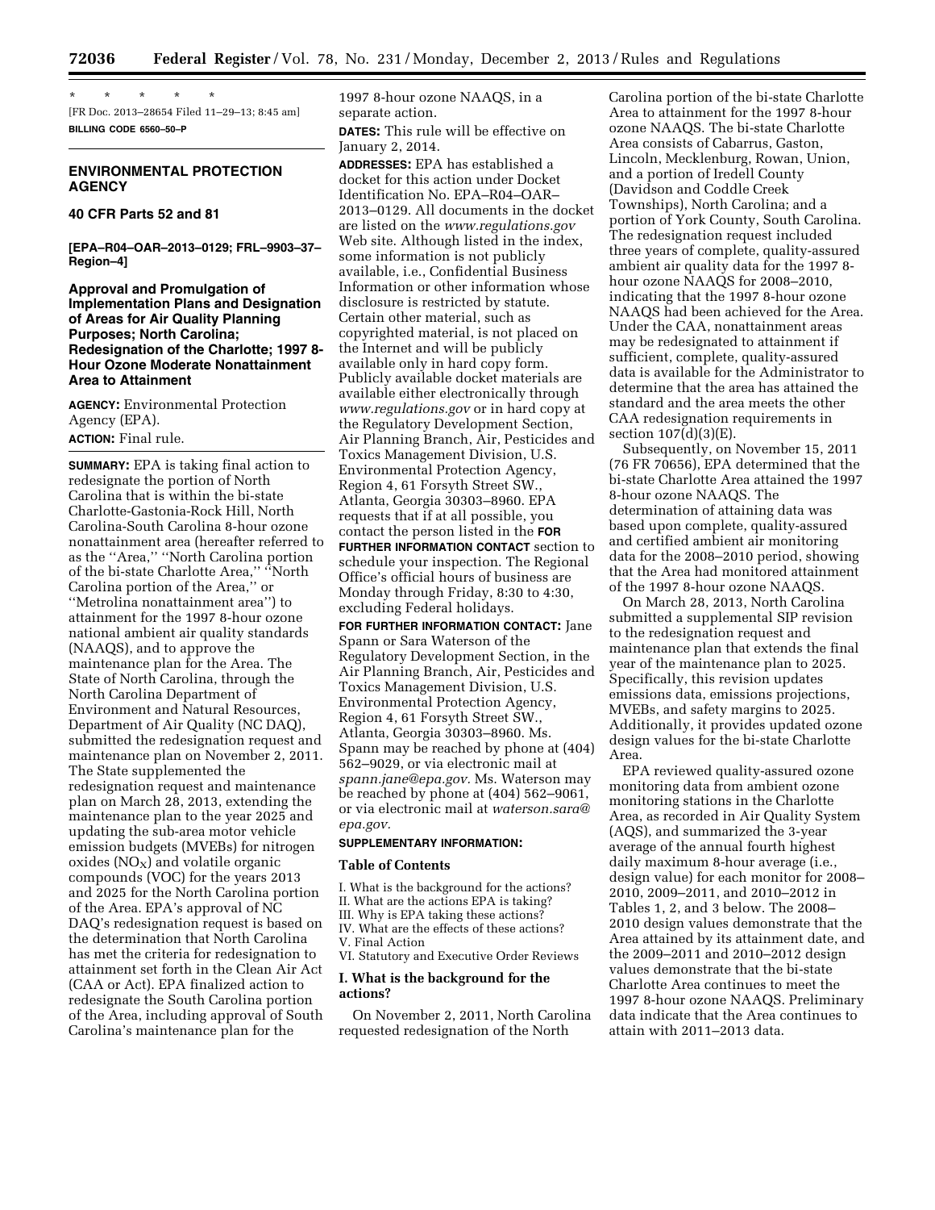\* \* \* \* \*

[FR Doc. 2013–28654 Filed 11–29–13; 8:45 am]

**BILLING CODE 6560–50–P**

## ENVIRONMENTAL PROTECTION AGENCY

### 40 CFR Parts 52 and 81

**[EPA–R04–OAR–2013–0129; FRL–9903–37–Region–4]**

### Approval and Promulgation of Implementation Plans and Designation of Areas for Air Quality Planning Purposes; North Carolina; Redesignation of the Charlotte; 1997 8-Hour Ozone Moderate Nonattainment Area to Attainment

**AGENCY:** Environmental Protection Agency (EPA).

**ACTION:** Final rule.

**SUMMARY:** EPA is taking final action to redesignate the portion of North Carolina that is within the bi-state Charlotte-Gastonia-Rock Hill, North Carolina-South Carolina 8-hour ozone nonattainment area (hereafter referred to as the ''Area,'' ''North Carolina portion of the bi-state Charlotte Area,'' ''North Carolina portion of the Area,'' or ''Metrolina nonattainment area'') to attainment for the 1997 8-hour ozone national ambient air quality standards (NAAQS), and to approve the maintenance plan for the Area. The State of North Carolina, through the North Carolina Department of Environment and Natural Resources, Department of Air Quality (NC DAQ), submitted the redesignation request and maintenance plan on November 2, 2011. The State supplemented the redesignation request and maintenance plan on March 28, 2013, extending the maintenance plan to the year 2025 and updating the sub-area motor vehicle emission budgets (MVEBs) for nitrogen oxides ($NO_X$) and volatile organic compounds (VOC) for the years 2013 and 2025 for the North Carolina portion of the Area. EPA's approval of NC DAQ's redesignation request is based on the determination that North Carolina has met the criteria for redesignation to attainment set forth in the Clean Air Act (CAA or Act). EPA finalized action to redesignate the South Carolina portion of the Area, including approval of South Carolina's maintenance plan for the 1997 8-hour ozone NAAQS, in a separate action.

**DATES:** This rule will be effective on January 2, 2014.

**ADDRESSES:** EPA has established a docket for this action under Docket Identification No. EPA–R04–OAR–2013–0129. All documents in the docket are listed on the *www.regulations.gov* Web site. Although listed in the index, some information is not publicly available, i.e., Confidential Business Information or other information whose disclosure is restricted by statute. Certain other material, such as copyrighted material, is not placed on the Internet and will be publicly available only in hard copy form. Publicly available docket materials are available either electronically through *www.regulations.gov* or in hard copy at the Regulatory Development Section, Air Planning Branch, Air, Pesticides and Toxics Management Division, U.S. Environmental Protection Agency, Region 4, 61 Forsyth Street SW., Atlanta, Georgia 30303–8960. EPA requests that if at all possible, you contact the person listed in the **FOR FURTHER INFORMATION CONTACT** section to schedule your inspection. The Regional Office's official hours of business are Monday through Friday, 8:30 to 4:30, excluding Federal holidays.

**FOR FURTHER INFORMATION CONTACT:** Jane Spann or Sara Waterson of the Regulatory Development Section, in the Air Planning Branch, Air, Pesticides and Toxics Management Division, U.S. Environmental Protection Agency, Region 4, 61 Forsyth Street SW., Atlanta, Georgia 30303–8960. Ms. Spann may be reached by phone at (404) 562–9029, or via electronic mail at *spann.jane@epa.gov.* Ms. Waterson may be reached by phone at (404) 562–9061, or via electronic mail at *waterson.sara@epa.gov.*

**SUPPLEMENTARY INFORMATION:**

**Table of Contents**

I. What is the background for the actions?
II. What are the actions EPA is taking?
III. Why is EPA taking these actions?
IV. What are the effects of these actions?
V. Final Action
VI. Statutory and Executive Order Reviews

### I. What is the background for the actions?

On November 2, 2011, North Carolina requested redesignation of the North Carolina portion of the bi-state Charlotte Area to attainment for the 1997 8-hour ozone NAAQS. The bi-state Charlotte Area consists of Cabarrus, Gaston, Lincoln, Mecklenburg, Rowan, Union, and a portion of Iredell County (Davidson and Coddle Creek Townships), North Carolina; and a portion of York County, South Carolina. The redesignation request included three years of complete, quality-assured ambient air quality data for the 1997 8-hour ozone NAAQS for 2008–2010, indicating that the 1997 8-hour ozone NAAQS had been achieved for the Area. Under the CAA, nonattainment areas may be redesignated to attainment if sufficient, complete, quality-assured data is available for the Administrator to determine that the area has attained the standard and the area meets the other CAA redesignation requirements in section 107(d)(3)(E).

Subsequently, on November 15, 2011 (76 FR 70656), EPA determined that the bi-state Charlotte Area attained the 1997 8-hour ozone NAAQS. The determination of attaining data was based upon complete, quality-assured and certified ambient air monitoring data for the 2008–2010 period, showing that the Area had monitored attainment of the 1997 8-hour ozone NAAQS.

On March 28, 2013, North Carolina submitted a supplemental SIP revision to the redesignation request and maintenance plan that extends the final year of the maintenance plan to 2025. Specifically, this revision updates emissions data, emissions projections, MVEBs, and safety margins to 2025. Additionally, it provides updated ozone design values for the bi-state Charlotte Area.

EPA reviewed quality-assured ozone monitoring data from ambient ozone monitoring stations in the Charlotte Area, as recorded in Air Quality System (AQS), and summarized the 3-year average of the annual fourth highest daily maximum 8-hour average (i.e., design value) for each monitor for 2008–2010, 2009–2011, and 2010–2012 in Tables 1, 2, and 3 below. The 2008–2010 design values demonstrate that the Area attained by its attainment date, and the 2009–2011 and 2010–2012 design values demonstrate that the bi-state Charlotte Area continues to meet the 1997 8-hour ozone NAAQS. Preliminary data indicate that the Area continues to attain with 2011–2013 data.